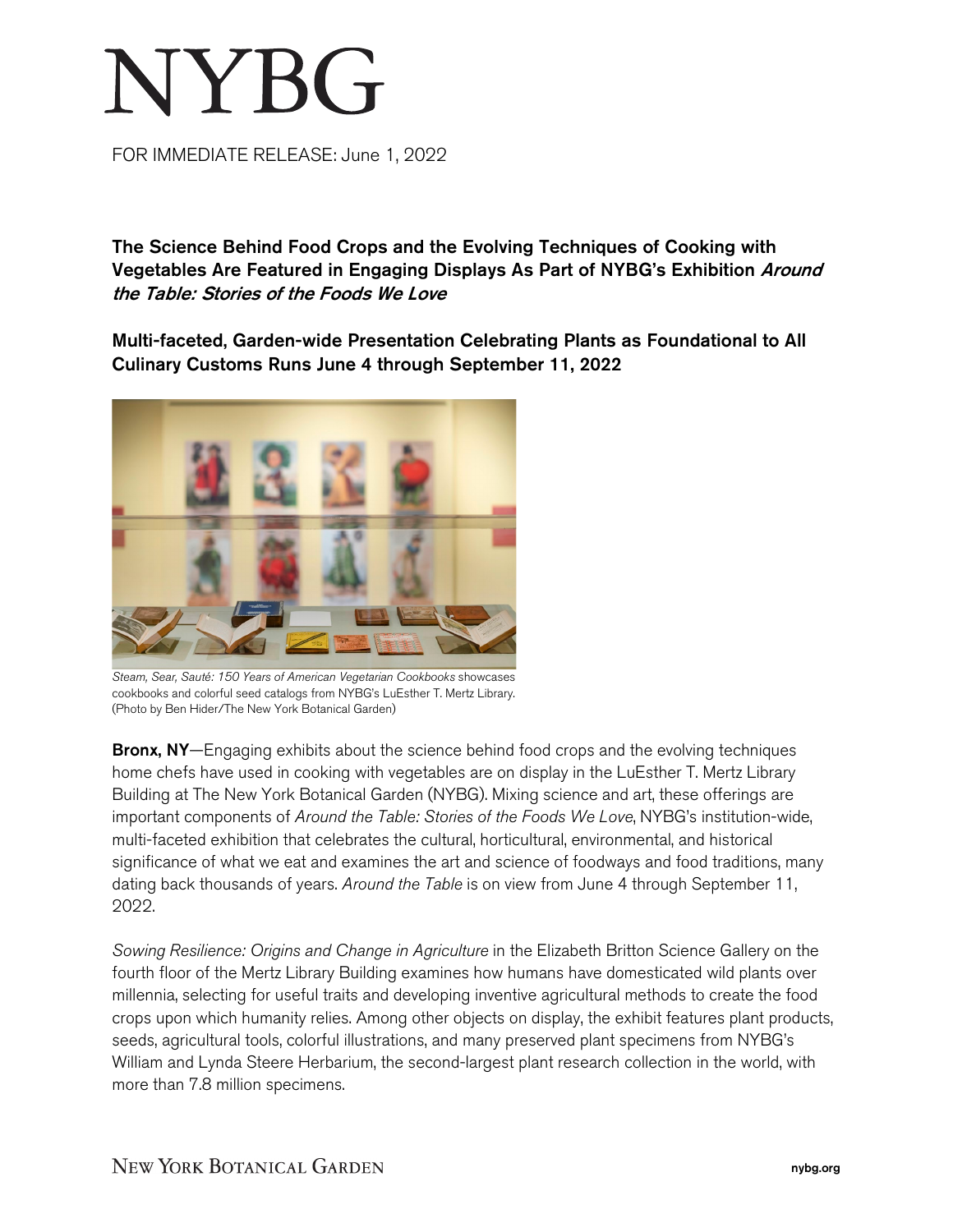# NYBG

FOR IMMEDIATE RELEASE: June 1, 2022

**The Science Behind Food Crops and the Evolving Techniques of Cooking with Vegetables Are Featured in Engaging Displays As Part of NYBG's Exhibition *Around the Table: Stories of the Foods We Love***

**Multi-faceted, Garden-wide Presentation Celebrating Plants as Foundational to All Culinary Customs Runs June 4 through September 11, 2022**

*Steam, Sear, Sauté: 150 Years of American Vegetarian Cookbooks* showcases cookbooks and colorful seed catalogs from NYBG's LuEsther T. Mertz Library. (Photo by Ben Hider/The New York Botanical Garden)

**Bronx, NY**—Engaging exhibits about the science behind food crops and the evolving techniques home chefs have used in cooking with vegetables are on display in the LuEsther T. Mertz Library Building at The New York Botanical Garden (NYBG). Mixing science and art, these offerings are important components of *Around the Table: Stories of the Foods We Love*, NYBG's institution-wide, multi-faceted exhibition that celebrates the cultural, horticultural, environmental, and historical significance of what we eat and examines the art and science of foodways and food traditions, many dating back thousands of years. *Around the Table* is on view from June 4 through September 11, 2022.

*Sowing Resilience: Origins and Change in Agriculture* in the Elizabeth Britton Science Gallery on the fourth floor of the Mertz Library Building examines how humans have domesticated wild plants over millennia, selecting for useful traits and developing inventive agricultural methods to create the food crops upon which humanity relies. Among other objects on display, the exhibit features plant products, seeds, agricultural tools, colorful illustrations, and many preserved plant specimens from NYBG's William and Lynda Steere Herbarium, the second-largest plant research collection in the world, with more than 7.8 million specimens.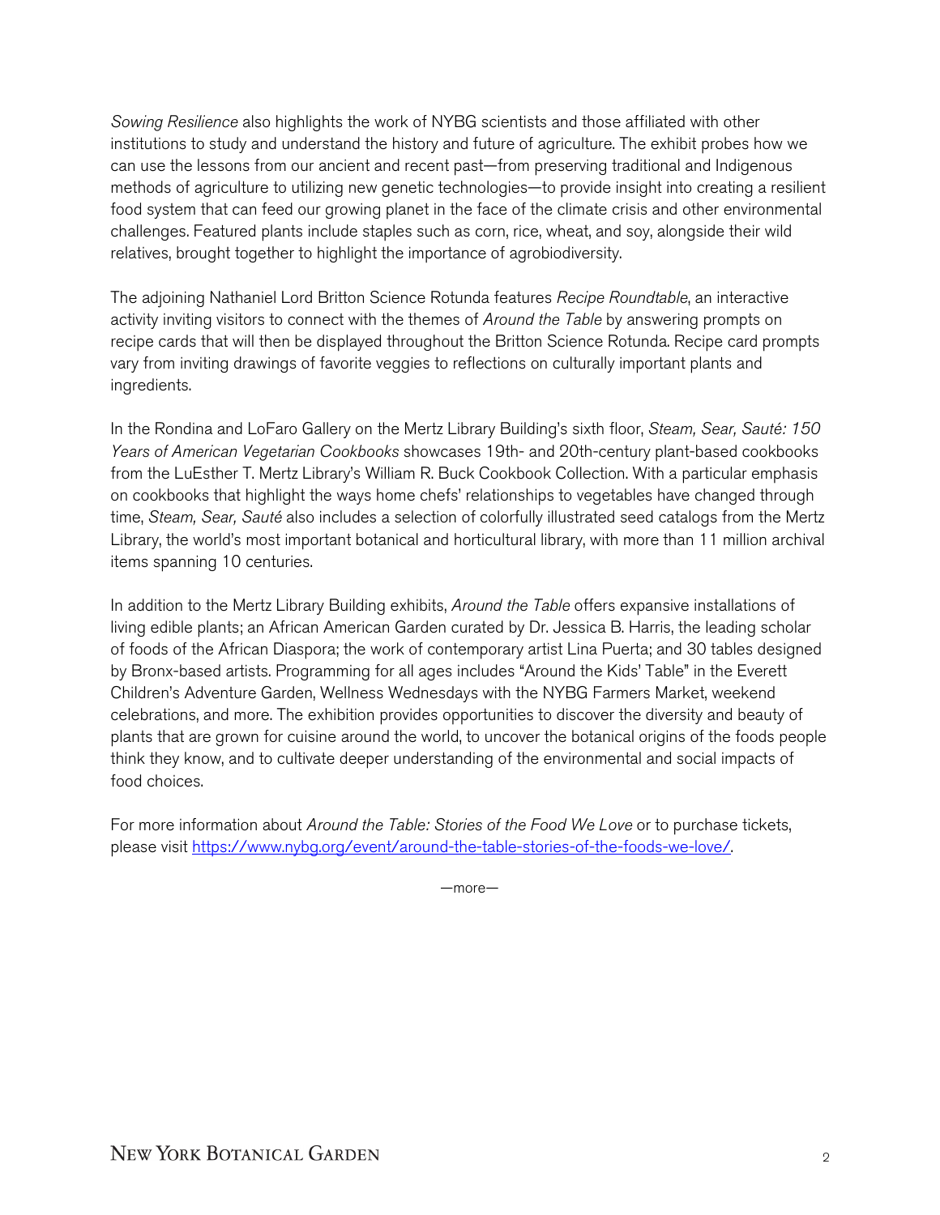*Sowing Resilience* also highlights the work of NYBG scientists and those affiliated with other institutions to study and understand the history and future of agriculture. The exhibit probes how we can use the lessons from our ancient and recent past—from preserving traditional and Indigenous methods of agriculture to utilizing new genetic technologies—to provide insight into creating a resilient food system that can feed our growing planet in the face of the climate crisis and other environmental challenges. Featured plants include staples such as corn, rice, wheat, and soy, alongside their wild relatives, brought together to highlight the importance of agrobiodiversity.

The adjoining Nathaniel Lord Britton Science Rotunda features *Recipe Roundtable*, an interactive activity inviting visitors to connect with the themes of *Around the Table* by answering prompts on recipe cards that will then be displayed throughout the Britton Science Rotunda. Recipe card prompts vary from inviting drawings of favorite veggies to reflections on culturally important plants and ingredients.

In the Rondina and LoFaro Gallery on the Mertz Library Building's sixth floor, *Steam, Sear, Sauté: 150 Years of American Vegetarian Cookbooks* showcases 19th- and 20th-century plant-based cookbooks from the LuEsther T. Mertz Library's William R. Buck Cookbook Collection. With a particular emphasis on cookbooks that highlight the ways home chefs' relationships to vegetables have changed through time, *Steam, Sear, Sauté* also includes a selection of colorfully illustrated seed catalogs from the Mertz Library, the world's most important botanical and horticultural library, with more than 11 million archival items spanning 10 centuries.

In addition to the Mertz Library Building exhibits, *Around the Table* offers expansive installations of living edible plants; an African American Garden curated by Dr. Jessica B. Harris, the leading scholar of foods of the African Diaspora; the work of contemporary artist Lina Puerta; and 30 tables designed by Bronx-based artists. Programming for all ages includes "Around the Kids' Table" in the Everett Children's Adventure Garden, Wellness Wednesdays with the NYBG Farmers Market, weekend celebrations, and more. The exhibition provides opportunities to discover the diversity and beauty of plants that are grown for cuisine around the world, to uncover the botanical origins of the foods people think they know, and to cultivate deeper understanding of the environmental and social impacts of food choices.

For more information about *Around the Table: Stories of the Food We Love* or to purchase tickets, please visit [https://www.nybg.org/event/around-the-table-stories-of-the-foods-we-love/](https://www.nybg.org/event/around-the-table-stories-of-the-foods-we-love/).

—more—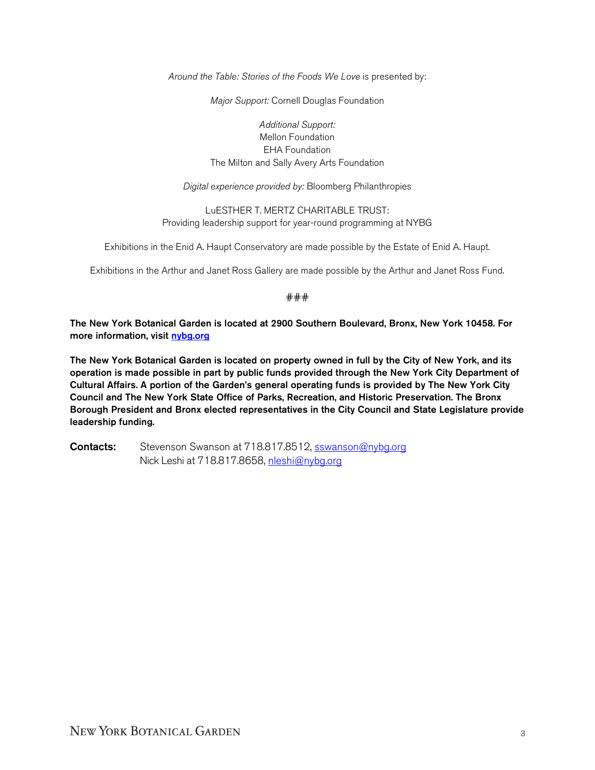*Around the Table: Stories of the Foods We Love* is presented by:

*Major Support:* Cornell Douglas Foundation

*Additional Support:*
Mellon Foundation
EHA Foundation
The Milton and Sally Avery Arts Foundation

*Digital experience provided by:* Bloomberg Philanthropies

LuESTHER T. MERTZ CHARITABLE TRUST:
Providing leadership support for year-round programming at NYBG

Exhibitions in the Enid A. Haupt Conservatory are made possible by the Estate of Enid A. Haupt.

Exhibitions in the Arthur and Janet Ross Gallery are made possible by the Arthur and Janet Ross Fund.

###

**The New York Botanical Garden is located at 2900 Southern Boulevard, Bronx, New York 10458. For more information, visit [nybg.org](nybg.org)**

**The New York Botanical Garden is located on property owned in full by the City of New York, and its operation is made possible in part by public funds provided through the New York City Department of Cultural Affairs. A portion of the Garden's general operating funds is provided by The New York City Council and The New York State Office of Parks, Recreation, and Historic Preservation. The Bronx Borough President and Bronx elected representatives in the City Council and State Legislature provide leadership funding.**

**Contacts:** Stevenson Swanson at 718.817.8512, sswanson@nybg.org
Nick Leshi at 718.817.8658, nleshi@nybg.org